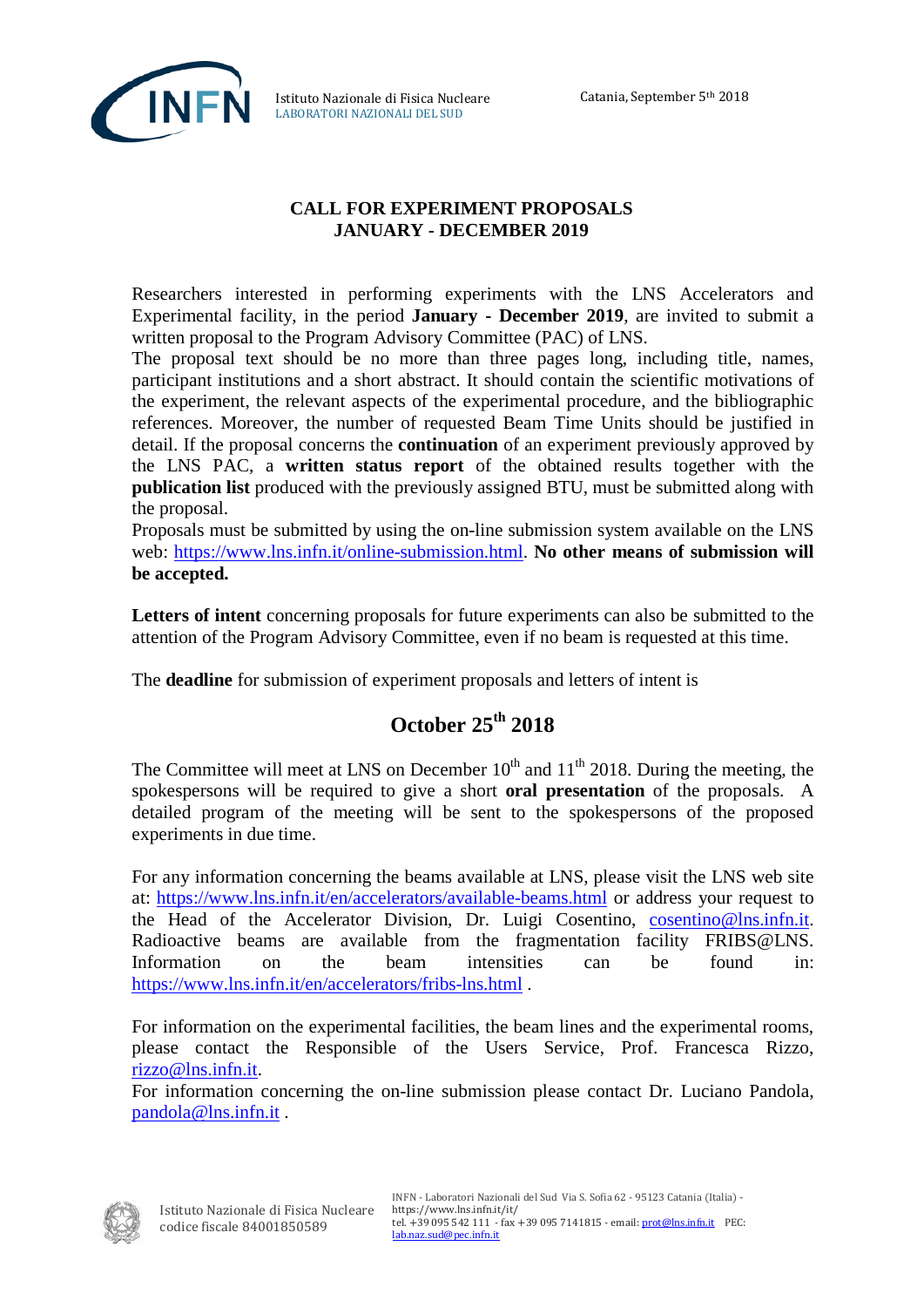Istituto Nazionale di Fisica Nucleare
LABORATORI NAZIONALI DEL SUD

Catania, September 5th 2018

## CALL FOR EXPERIMENT PROPOSALS
## JANUARY - DECEMBER 2019

Researchers interested in performing experiments with the LNS Accelerators and Experimental facility, in the period **January - December 2019**, are invited to submit a written proposal to the Program Advisory Committee (PAC) of LNS.
The proposal text should be no more than three pages long, including title, names, participant institutions and a short abstract. It should contain the scientific motivations of the experiment, the relevant aspects of the experimental procedure, and the bibliographic references. Moreover, the number of requested Beam Time Units should be justified in detail. If the proposal concerns the **continuation** of an experiment previously approved by the LNS PAC, a **written status report** of the obtained results together with the **publication list** produced with the previously assigned BTU, must be submitted along with the proposal.
Proposals must be submitted by using the on-line submission system available on the LNS web: https://www.lns.infn.it/online-submission.html. **No other means of submission will be accepted.**

**Letters of intent** concerning proposals for future experiments can also be submitted to the attention of the Program Advisory Committee, even if no beam is requested at this time.

The **deadline** for submission of experiment proposals and letters of intent is

### October 25th 2018

The Committee will meet at LNS on December 10th and 11th 2018. During the meeting, the spokespersons will be required to give a short **oral presentation** of the proposals. A detailed program of the meeting will be sent to the spokespersons of the proposed experiments in due time.

For any information concerning the beams available at LNS, please visit the LNS web site at: https://www.lns.infn.it/en/accelerators/available-beams.html or address your request to the Head of the Accelerator Division, Dr. Luigi Cosentino, cosentino@lns.infn.it. Radioactive beams are available from the fragmentation facility FRIBS@LNS. Information on the beam intensities can be found in: https://www.lns.infn.it/en/accelerators/fribs-lns.html .

For information on the experimental facilities, the beam lines and the experimental rooms, please contact the Responsible of the Users Service, Prof. Francesca Rizzo, rizzo@lns.infn.it.
For information concerning the on-line submission please contact Dr. Luciano Pandola, pandola@lns.infn.it .

Istituto Nazionale di Fisica Nucleare
codice fiscale 84001850589

INFN - Laboratori Nazionali del Sud Via S. Sofia 62 - 95123 Catania (Italia) - https://www.lns.infn.it/it/
tel. +39 095 542 111 - fax +39 095 7141815 - email: prot@lns.infn.it PEC: lab.naz.sud@pec.infn.it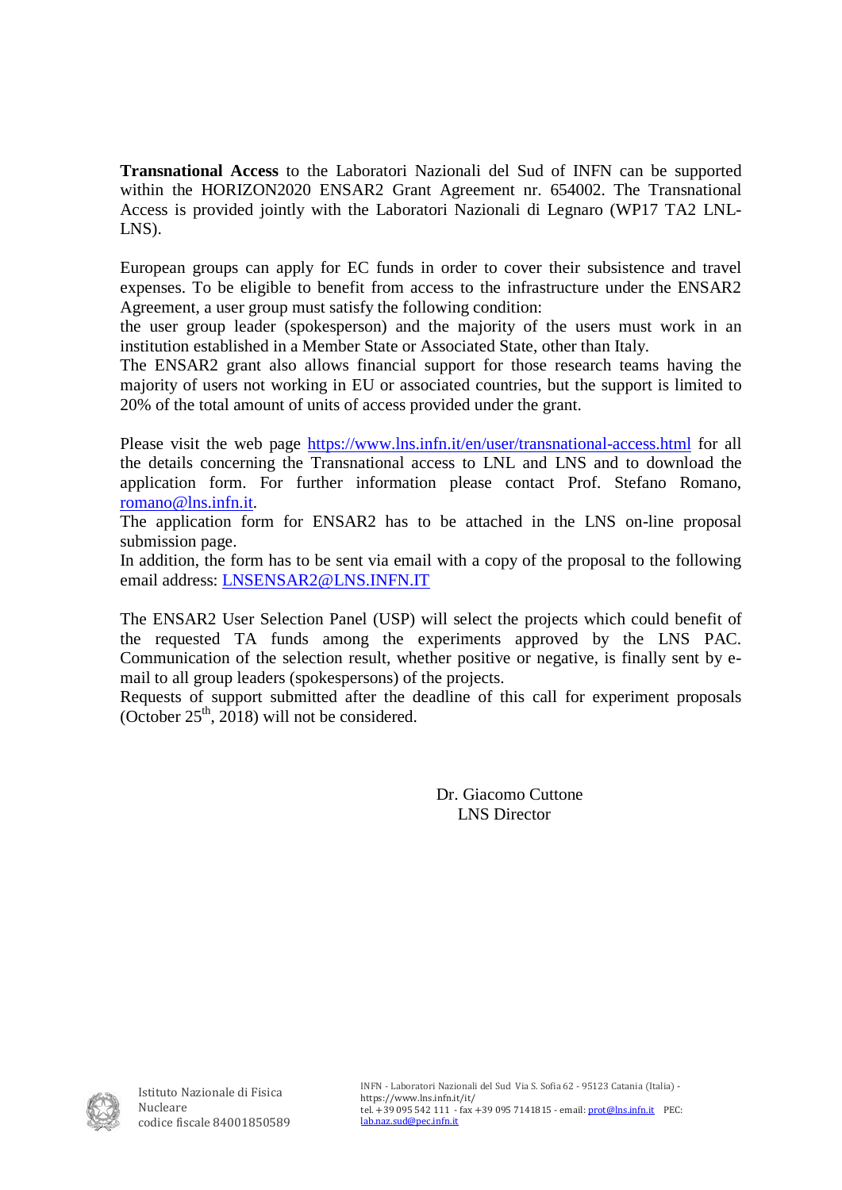**Transnational Access** to the Laboratori Nazionali del Sud of INFN can be supported within the HORIZON2020 ENSAR2 Grant Agreement nr. 654002. The Transnational Access is provided jointly with the Laboratori Nazionali di Legnaro (WP17 TA2 LNL-LNS).

European groups can apply for EC funds in order to cover their subsistence and travel expenses. To be eligible to benefit from access to the infrastructure under the ENSAR2 Agreement, a user group must satisfy the following condition:
the user group leader (spokesperson) and the majority of the users must work in an institution established in a Member State or Associated State, other than Italy.
The ENSAR2 grant also allows financial support for those research teams having the majority of users not working in EU or associated countries, but the support is limited to 20% of the total amount of units of access provided under the grant.

Please visit the web page https://www.lns.infn.it/en/user/transnational-access.html for all the details concerning the Transnational access to LNL and LNS and to download the application form. For further information please contact Prof. Stefano Romano, romano@lns.infn.it.
The application form for ENSAR2 has to be attached in the LNS on-line proposal submission page.
In addition, the form has to be sent via email with a copy of the proposal to the following email address: LNSENSAR2@LNS.INFN.IT

The ENSAR2 User Selection Panel (USP) will select the projects which could benefit of the requested TA funds among the experiments approved by the LNS PAC. Communication of the selection result, whether positive or negative, is finally sent by e-mail to all group leaders (spokespersons) of the projects.
Requests of support submitted after the deadline of this call for experiment proposals (October 25th, 2018) will not be considered.

Dr. Giacomo Cuttone
LNS Director

Istituto Nazionale di Fisica Nucleare
codice fiscale 84001850589

INFN - Laboratori Nazionali del Sud Via S. Sofia 62 - 95123 Catania (Italia) - https://www.lns.infn.it/it/
tel. +39 095 542 111 - fax +39 095 7141815 - email: prot@lns.infn.it PEC: lab.naz.sud@pec.infn.it